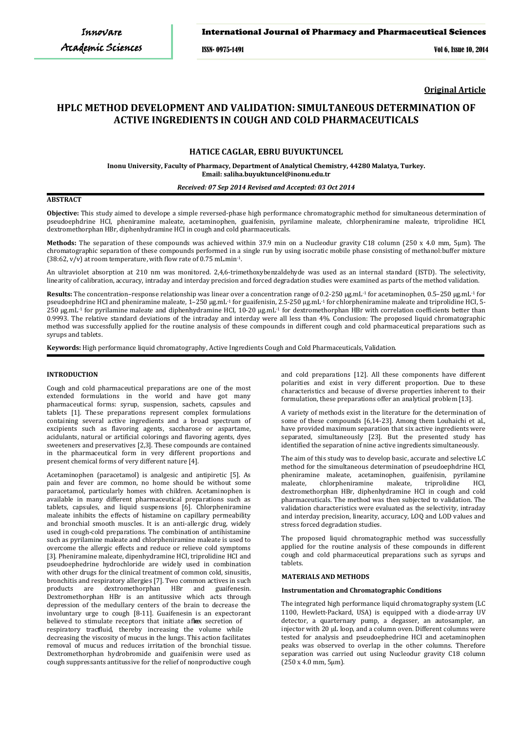**Original Article**

# HPLC METHOD DEVELOPMENT AND VALIDATION: SIMULTANEOUS DETERMINATION OF ACTIVE INGREDIENTS IN COUGH AND COLD PHARMACEUTICALS

## HATICE CAGLAR, EBRU BUYUKTUNCEL

**Inonu University, Faculty of Pharmacy, Department of Analytical Chemistry, 44280 Malatya, Turkey.**
**Email: saliha.buyuktuncel@inonu.edu.tr**

*Received: 07 Sep 2014 Revised and Accepted: 03 Oct 2014*

### ABSTRACT

**Objective:** This study aimed to develope a simple reversed-phase high performance chromatographic method for simultaneous determination of pseudoephdrine HCl, pheniramine maleate, acetaminophen, guaifenisin, pyrilamine maleate, chlorpheniramine maleate, triprolidine HCl, dextromethorphan HBr, diphenhydramine HCl in cough and cold pharmaceuticals.

**Methods:** The separation of these compounds was achieved within 37.9 min on a Nucleodur gravity C18 column (250 x 4.0 mm, 5µm). The chromatographic separation of these compounds performed in a single run by using isocratic mobile phase consisting of methanol:buffer mixture (38:62, v/v) at room temperature, with flow rate of 0.75 mL.min$^{-1}$.

An ultraviolet absorption at 210 nm was monitored. 2,4,6-trimethoxybenzaldehyde was used as an internal standard (ISTD). The selectivity, linearity of calibration, accuracy, intraday and interday precision and forced degradation studies were examined as parts of the method validation.

**Results:** The concentration–response relationship was linear over a concentration range of 0.2-250 µg.mL$^{-1}$ for acetaminophen, 0.5–250 µg.mL$^{-1}$ for pseudoephdrine HCl and pheniramine maleate, 1–250 µg.mL$^{-1}$ for guaifenisin, 2.5-250 µg.mL$^{-1}$ for chlorpheniramine maleate and triprolidine HCl, 5-250 µg.mL$^{-1}$ for pyrilamine maleate and diphenhydramine HCl, 10-20 µg.mL$^{-1}$ for dextromethorphan HBr with correlation coefficients better than 0.9993. The relative standard deviations of the intraday and interday were all less than 4%. Conclusion: The proposed liquid chromatographic method was successfully applied for the routine analysis of these compounds in different cough and cold pharmaceutical preparations such as syrups and tablets.

**Keywords:** High performance liquid chromatography, Active Ingredients Cough and Cold Pharmaceuticals, Validation.

### INTRODUCTION

Cough and cold pharmaceutical preparations are one of the most extended formulations in the world and have got many pharmaceutical forms: syrup, suspension, sachets, capsules and tablets [1]. These preparations represent complex formulations containing several active ingredients and a broad spectrum of excipients such as flavoring agents, saccharose or aspartame, acidulants, natural or artificial colorings and flavoring agents, dyes sweeteners and preservatives [2,3]. These compounds are contained in the pharmaceutical form in very different proportions and present chemical forms of very different nature [4].

Acetaminophen (paracetamol) is analgesic and antipiretic [5]. As pain and fever are common, no home should be without some paracetamol, particularly homes with children. Acetaminophen is available in many different pharmaceutical preparations such as tablets, capsules, and liquid suspensions [6]. Chlorpheniramine maleate inhibits the effects of histamine on capillary permeability and bronchial smooth muscles. It is an anti-allergic drug, widely used in cough-cold preparations. The combination of antihistamine such as pyrilamine maleate and chlorpheniramine maleate is used to overcome the allergic effects and reduce or relieve cold symptoms [3]. Pheniramine maleate, dipenhydramine HCl, triprolidine HCl and pseudoephedrine hydrochloride are widely used in combination with other drugs for the clinical treatment of common cold, sinusitis, bronchitis and respiratory allergies [7]. Two common actives in such products are dextromethorphan HBr and guaifenesin. Dextromethorphan HBr is an antitussive which acts through depression of the medullary centers of the brain to decrease the involuntary urge to cough [8-11]. Guaifenesin is an expectorant believed to stimulate receptors that initiate a reflex secretion of respiratory tract fluid, thereby increasing the volume while decreasing the viscosity of mucus in the lungs. This action facilitates removal of mucus and reduces irritation of the bronchial tissue. Dextromethorphan hydrobromide and guaifenisin were used as cough suppressants antitussive for the relief of nonproductive cough and cold preparations [12]. All these components have different polarities and exist in very different proportion. Due to these characteristics and because of diverse properties inherent to their formulation, these preparations offer an analytical problem [13].

A variety of methods exist in the literature for the determination of some of these compounds [6,14-23]. Among them Louhaichi et al., have provided maximum separation that six active ingredients were separated, simultaneously [23]. But the presented study has identified the separation of nine active ingredients simultaneously.

The aim of this study was to develop basic, accurate and selective LC method for the simultaneous determination of pseudoephedrine HCl, pheniramine maleate, acetaminophen, guaifenisin, pyrilamine maleate, chlorpheniramine maleate, triprolidine HCl, dextromethorphan HBr, diphenhydramine HCl in cough and cold pharmaceuticals. The method was then subjected to validation. The validation characteristics were evaluated as the selectivity, intraday and interday precision, linearity, accuracy, LOQ and LOD values and stress forced degradation studies.

The proposed liquid chromatographic method was successfully applied for the routine analysis of these compounds in different cough and cold pharmaceutical preparations such as syrups and tablets.

### MATERIALS AND METHODS

#### Instrumentation and Chromatographic Conditions

The integrated high performance liquid chromatography system (LC 1100, Hewlett-Packard, USA) is equipped with a diode-array UV detector, a quarternary pump, a degasser, an autosampler, an injector with 20 µL loop, and a column oven. Different columns were tested for analysis and pseudoephedrine HCl and acetaminophen peaks was observed to overlap in the other columns. Therefore separation was carried out using Nucleodur gravity C18 column (250 x 4.0 mm, 5µm).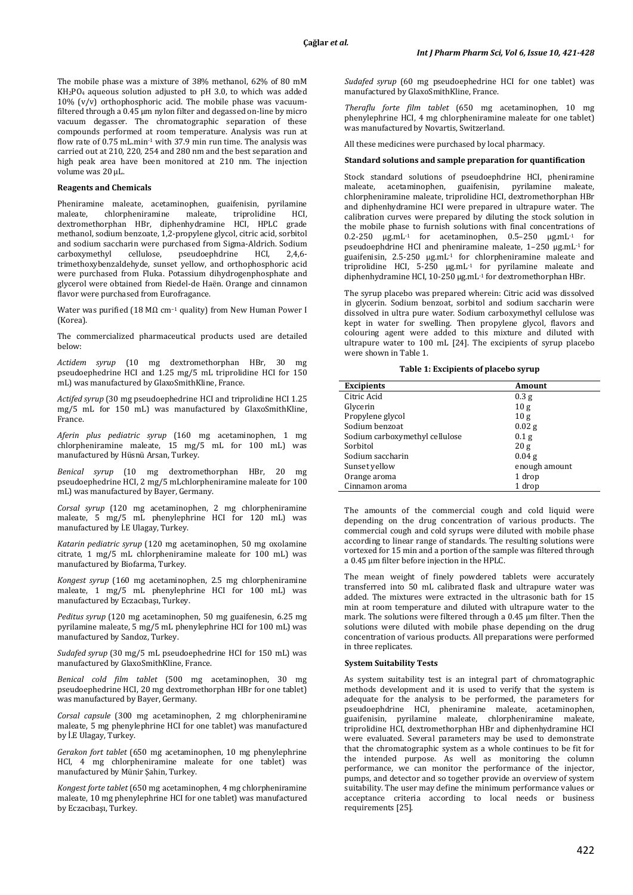The mobile phase was a mixture of 38% methanol, 62% of 80 mM $KH_2PO_4$ aqueous solution adjusted to pH 3.0, to which was added 10% (v/v) orthophosphoric acid. The mobile phase was vacuum-filtered through a 0.45 µm nylon filter and degassed on-line by micro vacuum degasser. The chromatographic separation of these compounds performed at room temperature. Analysis was run at flow rate of 0.75 mL.min$^{-1}$ with 37.9 min run time. The analysis was carried out at 210, 220, 254 and 280 nm and the best separation and high peak area have been monitored at 210 nm. The injection volume was 20 µL.

### Reagents and Chemicals

Pheniramine maleate, acetaminophen, guaifenisin, pyrilamine maleate, chlorpheniramine maleate, triprolidine HCl, dextromethorphan HBr, diphenhydramine HCl, HPLC grade methanol, sodium benzoate, 1,2-propylene glycol, citric acid, sorbitol and sodium saccharin were purchased from Sigma-Aldrich. Sodium carboxymethyl cellulose, pseudoephdrine HCl, 2,4,6-trimethoxybenzaldehyde, sunset yellow, and orthophosphoric acid were purchased from Fluka. Potassium dihydrogenphosphate and glycerol were obtained from Riedel-de Haën. Orange and cinnamon flavor were purchased from Eurofragance.

Water was purified (18 MΩ cm$^{-1}$ quality) from New Human Power I (Korea).

The commercialized pharmaceutical products used are detailed below:

*Actidem syrup* (10 mg dextromethorphan HBr, 30 mg pseudoephedrine HCl and 1.25 mg/5 mL triprolidine HCl for 150 mL) was manufactured by GlaxoSmithKline, France.

*Actifed syrup* (30 mg pseudoephedrine HCl and triprolidine HCl 1.25 mg/5 mL for 150 mL) was manufactured by GlaxoSmithKline, France.

*Aferin plus pediatric syrup* (160 mg acetaminophen, 1 mg chlorpheniramine maleate, 15 mg/5 mL for 100 mL) was manufactured by Hüsnü Arsan, Turkey.

*Benical syrup* (10 mg dextromethorphan HBr, 20 mg pseudoephedrine HCl, 2 mg/5 mLchlorpheniramine maleate for 100 mL) was manufactured by Bayer, Germany.

*Corsal syrup* (120 mg acetaminophen, 2 mg chlorpheniramine maleate, 5 mg/5 mL phenylephrine HCl for 120 mL) was manufactured by İ.E Ulagay, Turkey.

*Katarin pediatric syrup* (120 mg acetaminophen, 50 mg oxolamine citrate, 1 mg/5 mL chlorpheniramine maleate for 100 mL) was manufactured by Biofarma, Turkey.

*Kongest syrup* (160 mg acetaminophen, 2.5 mg chlorpheniramine maleate, 1 mg/5 mL phenylephrine HCl for 100 mL) was manufactured by Eczacıbaşı, Turkey.

*Peditus syrup* (120 mg acetaminophen, 50 mg guaifenesin, 6.25 mg pyrilamine maleate, 5 mg/5 mL phenylephrine HCl for 100 mL) was manufactured by Sandoz, Turkey.

*Sudafed syrup* (30 mg/5 mL pseudoephedrine HCl for 150 mL) was manufactured by GlaxoSmithKline, France.

*Benical cold film tablet* (500 mg acetaminophen, 30 mg pseudoephedrine HCl, 20 mg dextromethorphan HBr for one tablet) was manufactured by Bayer, Germany.

*Corsal capsule* (300 mg acetaminophen, 2 mg chlorpheniramine maleate, 5 mg phenylephrine HCl for one tablet) was manufactured by İ.E Ulagay, Turkey.

*Gerakon fort tablet* (650 mg acetaminophen, 10 mg phenylephrine HCl, 4 mg chlorpheniramine maleate for one tablet) was manufactured by Münir Şahin, Turkey.

*Kongest forte tablet* (650 mg acetaminophen, 4 mg chlorpheniramine maleate, 10 mg phenylephrine HCl for one tablet) was manufactured by Eczacıbaşı, Turkey.

*Sudafed syrup* (60 mg pseudoephedrine HCl for one tablet) was manufactured by GlaxoSmithKline, France.

*Theraflu forte film tablet* (650 mg acetaminophen, 10 mg phenylephrine HCl, 4 mg chlorpheniramine maleate for one tablet) was manufactured by Novartis, Switzerland.

All these medicines were purchased by local pharmacy.

### Standard solutions and sample preparation for quantification

Stock standard solutions of pseudoephdrine HCl, pheniramine maleate, acetaminophen, guaifenisin, pyrilamine maleate, chlorpheniramine maleate, triprolidine HCl, dextromethorphan HBr and diphenhydramine HCl were prepared in ultrapure water. The calibration curves were prepared by diluting the stock solution in the mobile phase to furnish solutions with final concentrations of 0.2-250 µg.mL$^{-1}$ for acetaminophen, 0.5–250 µg.mL$^{-1}$ for pseudoephdrine HCl and pheniramine maleate, 1–250 µg.mL$^{-1}$ for guaifenisin, 2.5-250 µg.mL$^{-1}$ for chlorpheniramine maleate and triprolidine HCl, 5-250 µg.mL$^{-1}$ for pyrilamine maleate and diphenhydramine HCl, 10-250 µg.mL$^{-1}$ for dextromethorphan HBr.

The syrup placebo was prepared wherein: Citric acid was dissolved in glycerin. Sodium benzoat, sorbitol and sodium saccharin were dissolved in ultra pure water. Sodium carboxymethyl cellulose was kept in water for swelling. Then propylene glycol, flavors and colouring agent were added to this mixture and diluted with ultrapure water to 100 mL [24]. The excipients of syrup placebo were shown in Table 1.

**Table 1: Excipients of placebo syrup**

| Excipients | Amount |
|---|---|
| Citric Acid | 0.3 g |
| Glycerin | 10 g |
| Propylene glycol | 10 g |
| Sodium benzoat | 0.02 g |
| Sodium carboxymethyl cellulose | 0.1 g |
| Sorbitol | 20 g |
| Sodium saccharin | 0.04 g |
| Sunset yellow | enough amount |
| Orange aroma | 1 drop |
| Cinnamon aroma | 1 drop |

The amounts of the commercial cough and cold liquid were depending on the drug concentration of various products. The commercial cough and cold syrups were diluted with mobile phase according to linear range of standards. The resulting solutions were vortexed for 15 min and a portion of the sample was filtered through a 0.45 µm filter before injection in the HPLC.

The mean weight of finely powdered tablets were accurately transferred into 50 mL calibrated flask and ultrapure water was added. The mixtures were extracted in the ultrasonic bath for 15 min at room temperature and diluted with ultrapure water to the mark. The solutions were filtered through a 0.45 µm filter. Then the solutions were diluted with mobile phase depending on the drug concentration of various products. All preparations were performed in three replicates.

### System Suitability Tests

As system suitability test is an integral part of chromatographic methods development and it is used to verify that the system is adequate for the analysis to be performed, the parameters for pseudoephdrine HCl, pheniramine maleate, acetaminophen, guaifenisin, pyrilamine maleate, chlorpheniramine maleate, triprolidine HCl, dextromethorphan HBr and diphenhydramine HCl were evaluated. Several parameters may be used to demonstrate that the chromatographic system as a whole continues to be fit for the intended purpose. As well as monitoring the column performance, we can monitor the performance of the injector, pumps, and detector and so together provide an overview of system suitability. The user may define the minimum performance values or acceptance criteria according to local needs or business requirements [25].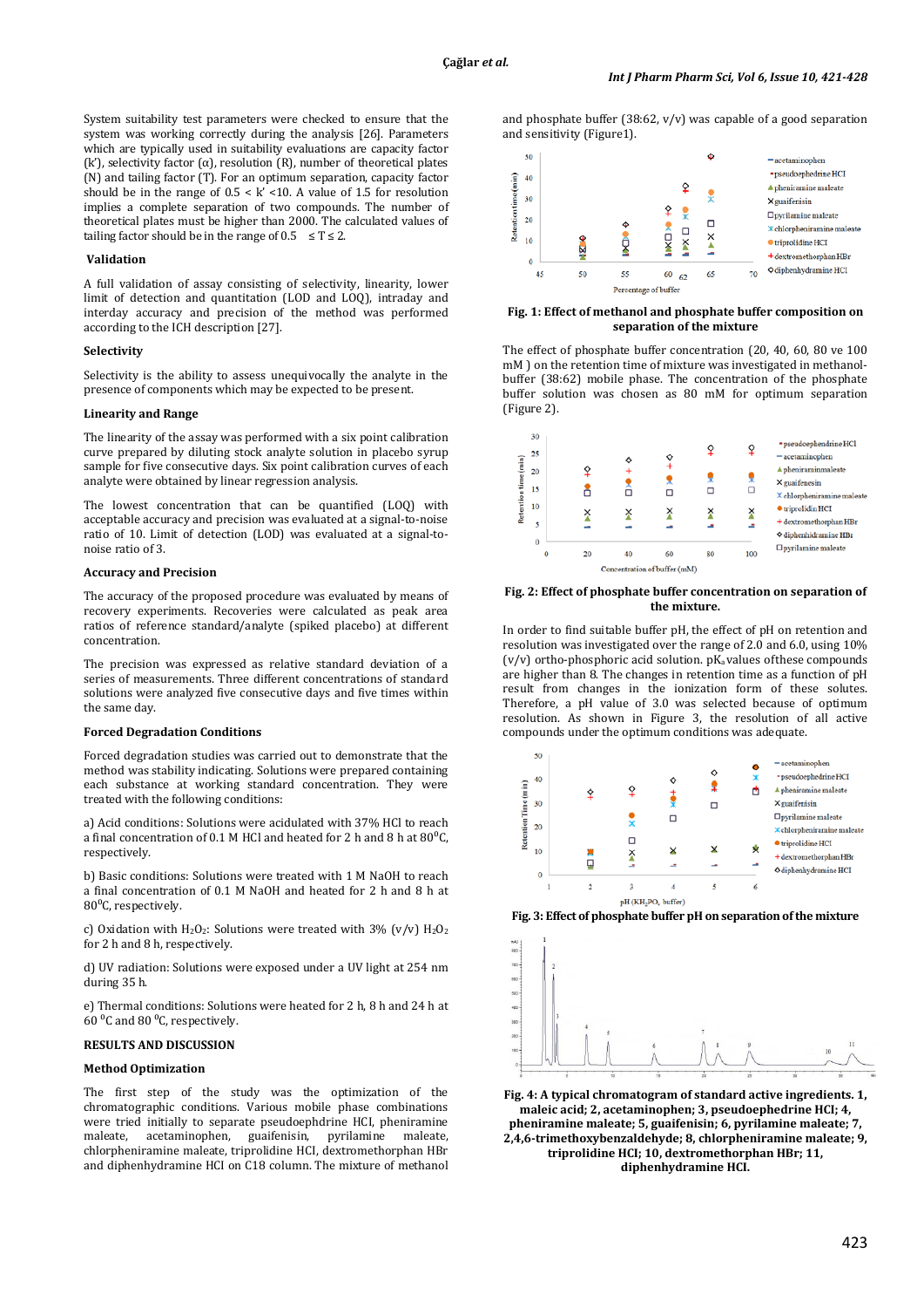System suitability test parameters were checked to ensure that the system was working correctly during the analysis [26]. Parameters which are typically used in suitability evaluations are capacity factor (k'), selectivity factor (α), resolution (R), number of theoretical plates (N) and tailing factor (T). For an optimum separation, capacity factor should be in the range of 0.5 < k' <10. A value of 1.5 for resolution implies a complete separation of two compounds. The number of theoretical plates must be higher than 2000. The calculated values of tailing factor should be in the range of 0.5 ≤ T ≤ 2.

### Validation

A full validation of assay consisting of selectivity, linearity, lower limit of detection and quantitation (LOD and LOQ), intraday and interday accuracy and precision of the method was performed according to the ICH description [27].

### Selectivity

Selectivity is the ability to assess unequivocally the analyte in the presence of components which may be expected to be present.

### Linearity and Range

The linearity of the assay was performed with a six point calibration curve prepared by diluting stock analyte solution in placebo syrup sample for five consecutive days. Six point calibration curves of each analyte were obtained by linear regression analysis.

The lowest concentration that can be quantified (LOQ) with acceptable accuracy and precision was evaluated at a signal-to-noise ratio of 10. Limit of detection (LOD) was evaluated at a signal-to-noise ratio of 3.

### Accuracy and Precision

The accuracy of the proposed procedure was evaluated by means of recovery experiments. Recoveries were calculated as peak area ratios of reference standard/analyte (spiked placebo) at different concentration.

The precision was expressed as relative standard deviation of a series of measurements. Three different concentrations of standard solutions were analyzed five consecutive days and five times within the same day.

### Forced Degradation Conditions

Forced degradation studies was carried out to demonstrate that the method was stability indicating. Solutions were prepared containing each substance at working standard concentration. They were treated with the following conditions:

a) Acid conditions: Solutions were acidulated with 37% HCl to reach a final concentration of 0.1 M HCl and heated for 2 h and 8 h at 80$^0$C, respectively.

b) Basic conditions: Solutions were treated with 1 M NaOH to reach a final concentration of 0.1 M NaOH and heated for 2 h and 8 h at 80$^0$C, respectively.

c) Oxidation with $H_2O_2$: Solutions were treated with 3% (v/v) $H_2O_2$ for 2 h and 8 h, respectively.

d) UV radiation: Solutions were exposed under a UV light at 254 nm during 35 h.

e) Thermal conditions: Solutions were heated for 2 h, 8 h and 24 h at 60 $^0$C and 80 $^0$C, respectively.

## RESULTS AND DISCUSSION

### Method Optimization

The first step of the study was the optimization of the chromatographic conditions. Various mobile phase combinations were tried initially to separate pseudoephdrine HCl, pheniramine maleate, acetaminophen, guaifenisin, pyrilamine maleate, chlorpheniramine maleate, triprolidine HCl, dextromethorphan HBr and diphenhydramine HCl on C18 column. The mixture of methanol and phosphate buffer (38:62, v/v) was capable of a good separation and sensitivity (Figure1).

**Fig. 1: Effect of methanol and phosphate buffer composition on separation of the mixture**

The effect of phosphate buffer concentration (20, 40, 60, 80 ve 100 mM ) on the retention time of mixture was investigated in methanol-buffer (38:62) mobile phase. The concentration of the phosphate buffer solution was chosen as 80 mM for optimum separation (Figure 2).

**Fig. 2: Effect of phosphate buffer concentration on separation of the mixture.**

In order to find suitable buffer pH, the effect of pH on retention and resolution was investigated over the range of 2.0 and 6.0, using 10% (v/v) ortho-phosphoric acid solution. pK$_a$ values ofthese compounds are higher than 8. The changes in retention time as a function of pH result from changes in the ionization form of these solutes. Therefore, a pH value of 3.0 was selected because of optimum resolution. As shown in Figure 3, the resolution of all active compounds under the optimum conditions was adequate.

**Fig. 3: Effect of phosphate buffer pH on separation of the mixture**

**Fig. 4: A typical chromatogram of standard active ingredients. 1, maleic acid; 2, acetaminophen; 3, pseudoephedrine HCl; 4, pheniramine maleate; 5, guaifenisin; 6, pyrilamine maleate; 7, 2,4,6-trimethoxybenzaldehyde; 8, chlorpheniramine maleate; 9, triprolidine HCl; 10, dextromethorphan HBr; 11, diphenhydramine HCl.**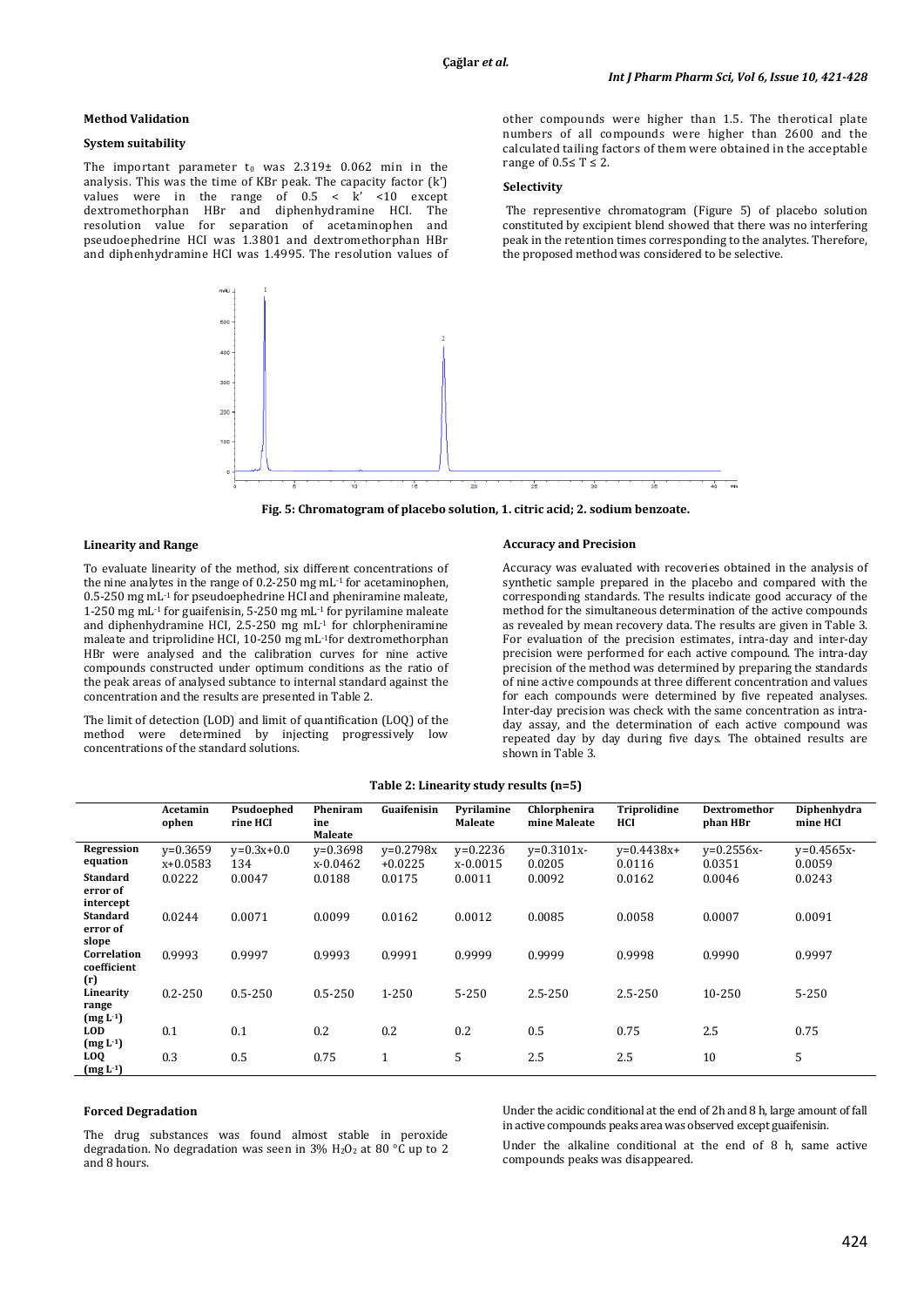### Method Validation

#### System suitability

The important parameter $t_0$ was 2.319± 0.062 min in the analysis. This was the time of KBr peak. The capacity factor (k') values were in the range of 0.5 < k' <10 except dextromethorphan HBr and diphenhydramine HCl. The resolution value for separation of acetaminophen and pseudoephedrine HCl was 1.3801 and dextromethorphan HBr and diphenhydramine HCl was 1.4995. The resolution values of other compounds were higher than 1.5. The therotical plate numbers of all compounds were higher than 2600 and the calculated tailing factors of them were obtained in the acceptable range of 0.5≤ T ≤ 2.

#### Selectivity

The representive chromatogram (Figure 5) of placebo solution constituted by excipient blend showed that there was no interfering peak in the retention times corresponding to the analytes. Therefore, the proposed method was considered to be selective.

**Fig. 5: Chromatogram of placebo solution, 1. citric acid; 2. sodium benzoate.**

#### Linearity and Range

To evaluate linearity of the method, six different concentrations of the nine analytes in the range of 0.2-250 mg mL$^{-1}$ for acetaminophen, 0.5-250 mg mL$^{-1}$ for pseudoephedrine HCl and pheniramine maleate, 1-250 mg mL$^{-1}$ for guaifenisin, 5-250 mg mL$^{-1}$ for pyrilamine maleate and diphenhydramine HCl, 2.5-250 mg mL$^{-1}$ for chlorpheniramine maleate and triprolidine HCl, 10-250 mg mL$^{-1}$for dextromethorphan HBr were analysed and the calibration curves for nine active compounds constructed under optimum conditions as the ratio of the peak areas of analysed subtance to internal standard against the concentration and the results are presented in Table 2.

The limit of detection (LOD) and limit of quantification (LOQ) of the method were determined by injecting progressively low concentrations of the standard solutions.

#### Accuracy and Precision

Accuracy was evaluated with recoveries obtained in the analysis of synthetic sample prepared in the placebo and compared with the corresponding standards. The results indicate good accuracy of the method for the simultaneous determination of the active compounds as revealed by mean recovery data. The results are given in Table 3. For evaluation of the precision estimates, intra-day and inter-day precision were performed for each active compound. The intra-day precision of the method was determined by preparing the standards of nine active compounds at three different concentration and values for each compounds were determined by five repeated analyses. Inter-day precision was check with the same concentration as intra-day assay, and the determination of each active compound was repeated day by day during five days. The obtained results are shown in Table 3.

**Table 2: Linearity study results (n=5)**

| | Acetamin ophen | Psudoephed rine HCl | Pheniram ine Maleate | Guaifenisin | Pyrilamine Maleate | Chlorphenira mine Maleate | Triprolidine HCl | Dextromethor phan HBr | Diphenhydra mine HCl |
|---|---|---|---|---|---|---|---|---|---|
| Regression equation | y=0.3659 x+0.0583 | y=0.3x+0.0 134 | y=0.3698 x-0.0462 | y=0.2798x +0.0225 | y=0.2236 x-0.0015 | y=0.3101x-0.0205 | y=0.4438x+ 0.0116 | y=0.2556x-0.0351 | y=0.4565x-0.0059 |
| Standard error of intercept | 0.0222 | 0.0047 | 0.0188 | 0.0175 | 0.0011 | 0.0092 | 0.0162 | 0.0046 | 0.0243 |
| Standard error of slope | 0.0244 | 0.0071 | 0.0099 | 0.0162 | 0.0012 | 0.0085 | 0.0058 | 0.0007 | 0.0091 |
| Correlation coefficient (r) | 0.9993 | 0.9997 | 0.9993 | 0.9991 | 0.9999 | 0.9999 | 0.9998 | 0.9990 | 0.9997 |
| Linearity range (mg L$^{-1}$) | 0.2-250 | 0.5-250 | 0.5-250 | 1-250 | 5-250 | 2.5-250 | 2.5-250 | 10-250 | 5-250 |
| LOD (mg L$^{-1}$) | 0.1 | 0.1 | 0.2 | 0.2 | 0.2 | 0.5 | 0.75 | 2.5 | 0.75 |
| LOQ (mg L$^{-1}$) | 0.3 | 0.5 | 0.75 | 1 | 5 | 2.5 | 2.5 | 10 | 5 |

#### Forced Degradation

The drug substances was found almost stable in peroxide degradation. No degradation was seen in 3% $H_2O_2$ at 80 °C up to 2 and 8 hours.

Under the acidic conditional at the end of 2h and 8 h, large amount of fall in active compounds peaks area was observed except guaifenisin.

Under the alkaline conditional at the end of 8 h, same active compounds peaks was disappeared.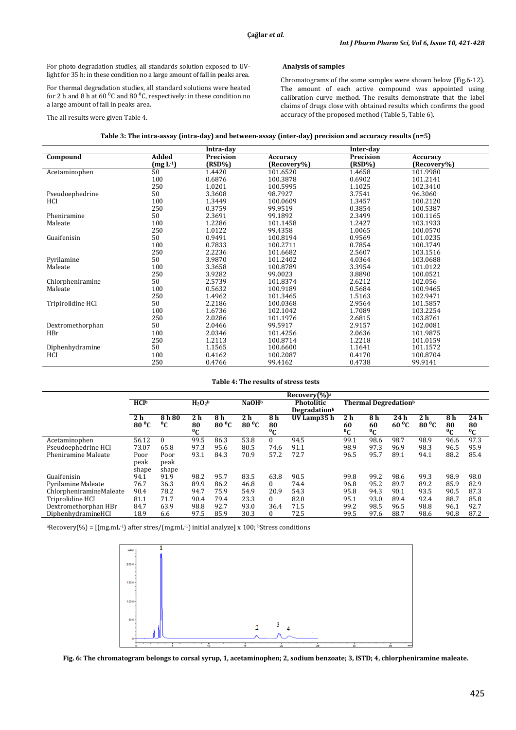For photo degradation studies, all standards solution exposed to UV-light for 35 h: in these condition no a large amount of fall in peaks area.

For thermal degradation studies, all standard solutions were heated for 2 h and 8 h at 60 °C and 80 °C, respectively: in these condition no a large amount of fall in peaks area.

The all results were given Table 4.

### Analysis of samples

Chromatograms of the some samples were shown below (Fig.6-12). The amount of each active compound was appointed using calibration curve method. The results demonstrate that the label claims of drugs close with obtained results which confirms the good accuracy of the proposed method (Table 5, Table 6).

**Table 3: The intra-assay (intra-day) and between-assay (inter-day) precision and accuracy results (n=5)**

| Compound | Added (mg L[-1]) | Intra-day Precision (RSD%) | Intra-day Accuracy (Recovery%) | Inter-day Precision (RSD%) | Inter-day Accuracy (Recovery%) |
|---|---|---|---|---|---|
| Acetaminophen | 50 | 1.4420 | 101.6520 | 1.4658 | 101.9980 |
| | 100 | 0.6876 | 100.3878 | 0.6902 | 101.2141 |
| | 250 | 1.0201 | 100.5995 | 1.1025 | 102.3410 |
| Pseudoephedrine HCl | 50 | 3.3608 | 98.7927 | 3.7541 | 96.3060 |
| | 100 | 1.3449 | 100.0609 | 1.3457 | 100.2120 |
| | 250 | 0.3759 | 99.9519 | 0.3854 | 100.5387 |
| Pheniramine Maleate | 50 | 2.3691 | 99.1892 | 2.3499 | 100.1165 |
| | 100 | 1.2286 | 101.1458 | 1.2427 | 103.1933 |
| | 250 | 1.0122 | 99.4358 | 1.0065 | 100.0570 |
| Guaifenisin | 50 | 0.9491 | 100.8194 | 0.9569 | 101.0235 |
| | 100 | 0.7833 | 100.2711 | 0.7854 | 100.3749 |
| | 250 | 2.2236 | 101.6682 | 2.5607 | 103.1516 |
| Pyrilamine Maleate | 50 | 3.9870 | 101.2402 | 4.0364 | 103.0688 |
| | 100 | 3.3658 | 100.8789 | 3.3954 | 101.0122 |
| | 250 | 3.9282 | 99.0023 | 3.8890 | 100.0521 |
| Chlorpheniramine Maleate | 50 | 2.5739 | 101.8374 | 2.6212 | 102.056 |
| | 100 | 0.5632 | 100.9189 | 0.5684 | 100.9465 |
| | 250 | 1.4962 | 101.3465 | 1.5163 | 102.9471 |
| Tripirolidine HCl | 50 | 2.2186 | 100.0368 | 2.9564 | 101.5857 |
| | 100 | 1.6736 | 102.1042 | 1.7089 | 103.2254 |
| | 250 | 2.0286 | 101.1976 | 2.6815 | 103.8761 |
| Dextromethorphan HBr | 50 | 2.0466 | 99.5917 | 2.9157 | 102.0081 |
| | 100 | 2.0346 | 101.4256 | 2.0636 | 101.9875 |
| | 250 | 1.2113 | 100.8714 | 1.2218 | 101.0159 |
| Diphenhydramine HCl | 50 | 1.1565 | 100.6600 | 1.1641 | 101.1572 |
| | 100 | 0.4162 | 100.2087 | 0.4170 | 100.8704 |
| | 250 | 0.4766 | 99.4162 | 0.4738 | 99.9141 |

**Table 4: The results of stress tests**

| | Recovery(%)[a] | | | | | | | | | | | | | |
|---|---|---|---|---|---|---|---|---|---|---|---|---|---|---|
| | HCl[b] | | $H_2O_2$[b] | | NaOH[b] | | Photolitic Degradation[b] | Thermal Degradation[b] | | | | | | |
| | 2 h 80 °C | 8 h 80 °C | 2 h 80 °C | 8 h 80 °C | 2 h 80 °C | 8 h 80 °C | UV Lamp35 h | 2 h 60 °C | 8 h 60 °C | 24 h 60 °C | 2 h 80 °C | 8 h 80 °C | 24 h 80 °C |
| Acetaminophen | 56.12 | 0 | 99.5 | 86.3 | 53.8 | 0 | 94.5 | 99.1 | 98.6 | 98.7 | 98.9 | 96.6 | 97.3 |
| Pseudoephedrine HCl | 73.07 | 65.8 | 97.3 | 95.6 | 80.5 | 74.6 | 91.1 | 98.9 | 97.3 | 96.9 | 98.3 | 96.5 | 95.9 |
| Pheniramine Maleate | Poor peak shape | Poor peak shape | 93.1 | 84.3 | 70.9 | 57.2 | 72.7 | 96.5 | 95.7 | 89.1 | 94.1 | 88.2 | 85.4 |
| Guaifenisin | 94.1 | 91.9 | 98.2 | 95.7 | 83.5 | 63.8 | 90.5 | 99.8 | 99.2 | 98.6 | 99.3 | 98.9 | 98.0 |
| Pyrilamine Maleate | 76.7 | 36.3 | 89.9 | 86.2 | 46.8 | 0 | 74.4 | 96.8 | 95.2 | 89.7 | 89.2 | 85.9 | 82.9 |
| ChlorpheniramineMaleate | 90.4 | 78.2 | 94.7 | 75.9 | 54.9 | 20.9 | 54.3 | 95.8 | 94.3 | 90.1 | 93.5 | 90.5 | 87.3 |
| Triprolidine HCl | 81.1 | 71.7 | 90.4 | 79.4 | 23.3 | 0 | 82.0 | 95.1 | 93.0 | 89.4 | 92.4 | 88.7 | 85.8 |
| Dextromethorphan HBr | 84.7 | 63.9 | 98.8 | 92.7 | 93.0 | 36.4 | 71.5 | 99.2 | 98.5 | 96.5 | 98.8 | 96.1 | 92.7 |
| DiphenhydramineHCl | 18.9 | 6.6 | 97.5 | 85.9 | 30.3 | 0 | 72.5 | 99.5 | 97.6 | 88.7 | 98.6 | 90.8 | 87.2 |

[a]Recovery(%) = [(mg.mL[-1]) after stres/(mg.mL[-1]) initial analyze] x 100; [b]Stress conditions

**Fig. 6: The chromatogram belongs to corsal syrup, 1, acetaminophen; 2, sodium benzoate; 3, ISTD; 4, chlorpheniramine maleate.**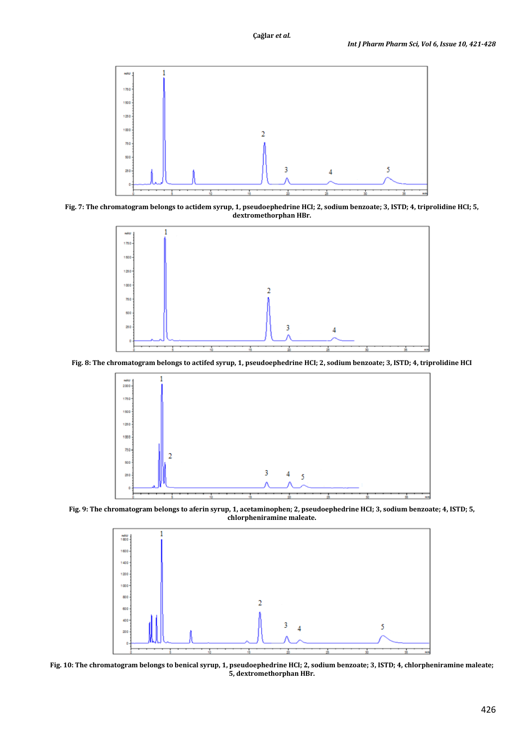Fig. 7: The chromatogram belongs to actidem syrup, 1, pseudoephedrine HCl; 2, sodium benzoate; 3, ISTD; 4, triprolidine HCl; 5, dextromethorphan HBr.

Fig. 8: The chromatogram belongs to actifed syrup, 1, pseudoephedrine HCl; 2, sodium benzoate; 3, ISTD; 4, triprolidine HCl

Fig. 9: The chromatogram belongs to aferin syrup, 1, acetaminophen; 2, pseudoephedrine HCl; 3, sodium benzoate; 4, ISTD; 5, chlorpheniramine maleate.

Fig. 10: The chromatogram belongs to benical syrup, 1, pseudoephedrine HCl; 2, sodium benzoate; 3, ISTD; 4, chlorpheniramine maleate; 5, dextromethorphan HBr.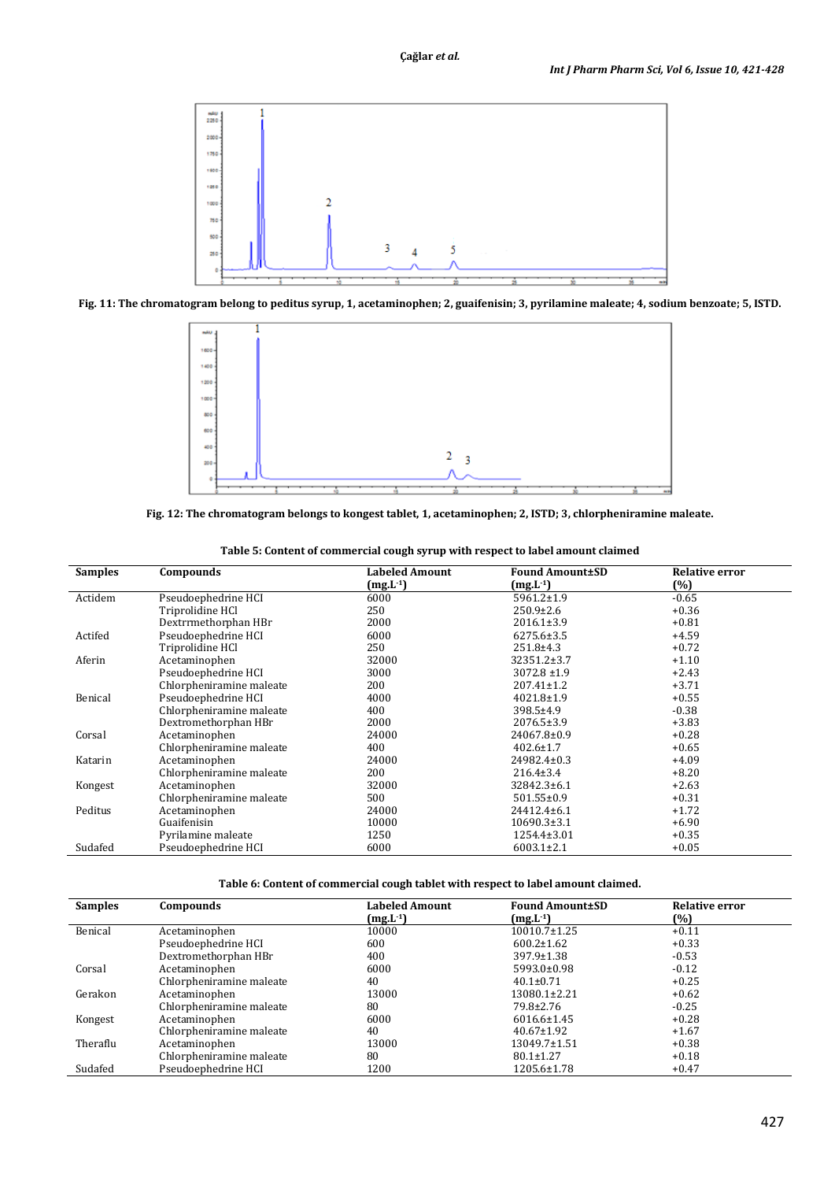Fig. 11: The chromatogram belong to peditus syrup, 1, acetaminophen; 2, guaifenisin; 3, pyrilamine maleate; 4, sodium benzoate; 5, ISTD.

Fig. 12: The chromatogram belongs to kongest tablet, 1, acetaminophen; 2, ISTD; 3, chlorpheniramine maleate.

**Table 5: Content of commercial cough syrup with respect to label amount claimed**

| Samples | Compounds | Labeled Amount ($mg.L^{-1}$) | Found Amount±SD ($mg.L^{-1}$) | Relative error (%) |
|---|---|---|---|---|
| Actidem | Pseudoephedrine HCl | 6000 | 5961.2±1.9 | -0.65 |
| | Triprolidine HCl | 250 | 250.9±2.6 | +0.36 |
| | Dextrrmethorphan HBr | 2000 | 2016.1±3.9 | +0.81 |
| Actifed | Pseudoephedrine HCl | 6000 | 6275.6±3.5 | +4.59 |
| | Triprolidine HCl | 250 | 251.8±4.3 | +0.72 |
| Aferin | Acetaminophen | 32000 | 32351.2±3.7 | +1.10 |
| | Pseudoephedrine HCl | 3000 | 3072.8 ±1.9 | +2.43 |
| | Chlorpheniramine maleate | 200 | 207.41±1.2 | +3.71 |
| Benical | Pseudoephedrine HCl | 4000 | 4021.8±1.9 | +0.55 |
| | Chlorpheniramine maleate | 400 | 398.5±4.9 | -0.38 |
| | Dextromethorphan HBr | 2000 | 2076.5±3.9 | +3.83 |
| Corsal | Acetaminophen | 24000 | 24067.8±0.9 | +0.28 |
| | Chlorpheniramine maleate | 400 | 402.6±1.7 | +0.65 |
| Katarin | Acetaminophen | 24000 | 24982.4±0.3 | +4.09 |
| | Chlorpheniramine maleate | 200 | 216.4±3.4 | +8.20 |
| Kongest | Acetaminophen | 32000 | 32842.3±6.1 | +2.63 |
| | Chlorpheniramine maleate | 500 | 501.55±0.9 | +0.31 |
| Peditus | Acetaminophen | 24000 | 24412.4±6.1 | +1.72 |
| | Guaifenisin | 10000 | 10690.3±3.1 | +6.90 |
| | Pyrilamine maleate | 1250 | 1254.4±3.01 | +0.35 |
| Sudafed | Pseudoephedrine HCl | 6000 | 6003.1±2.1 | +0.05 |

**Table 6: Content of commercial cough tablet with respect to label amount claimed.**

| Samples | Compounds | Labeled Amount ($mg.L^{-1}$) | Found Amount±SD ($mg.L^{-1}$) | Relative error (%) |
|---|---|---|---|---|
| Benical | Acetaminophen | 10000 | 10010.7±1.25 | +0.11 |
| | Pseudoephedrine HCl | 600 | 600.2±1.62 | +0.33 |
| | Dextromethorphan HBr | 400 | 397.9±1.38 | -0.53 |
| Corsal | Acetaminophen | 6000 | 5993.0±0.98 | -0.12 |
| | Chlorpheniramine maleate | 40 | 40.1±0.71 | +0.25 |
| Gerakon | Acetaminophen | 13000 | 13080.1±2.21 | +0.62 |
| | Chlorpheniramine maleate | 80 | 79.8±2.76 | -0.25 |
| Kongest | Acetaminophen | 6000 | 6016.6±1.45 | +0.28 |
| | Chlorpheniramine maleate | 40 | 40.67±1.92 | +1.67 |
| Theraflu | Acetaminophen | 13000 | 13049.7±1.51 | +0.38 |
| | Chlorpheniramine maleate | 80 | 80.1±1.27 | +0.18 |
| Sudafed | Pseudoephedrine HCl | 1200 | 1205.6±1.78 | +0.47 |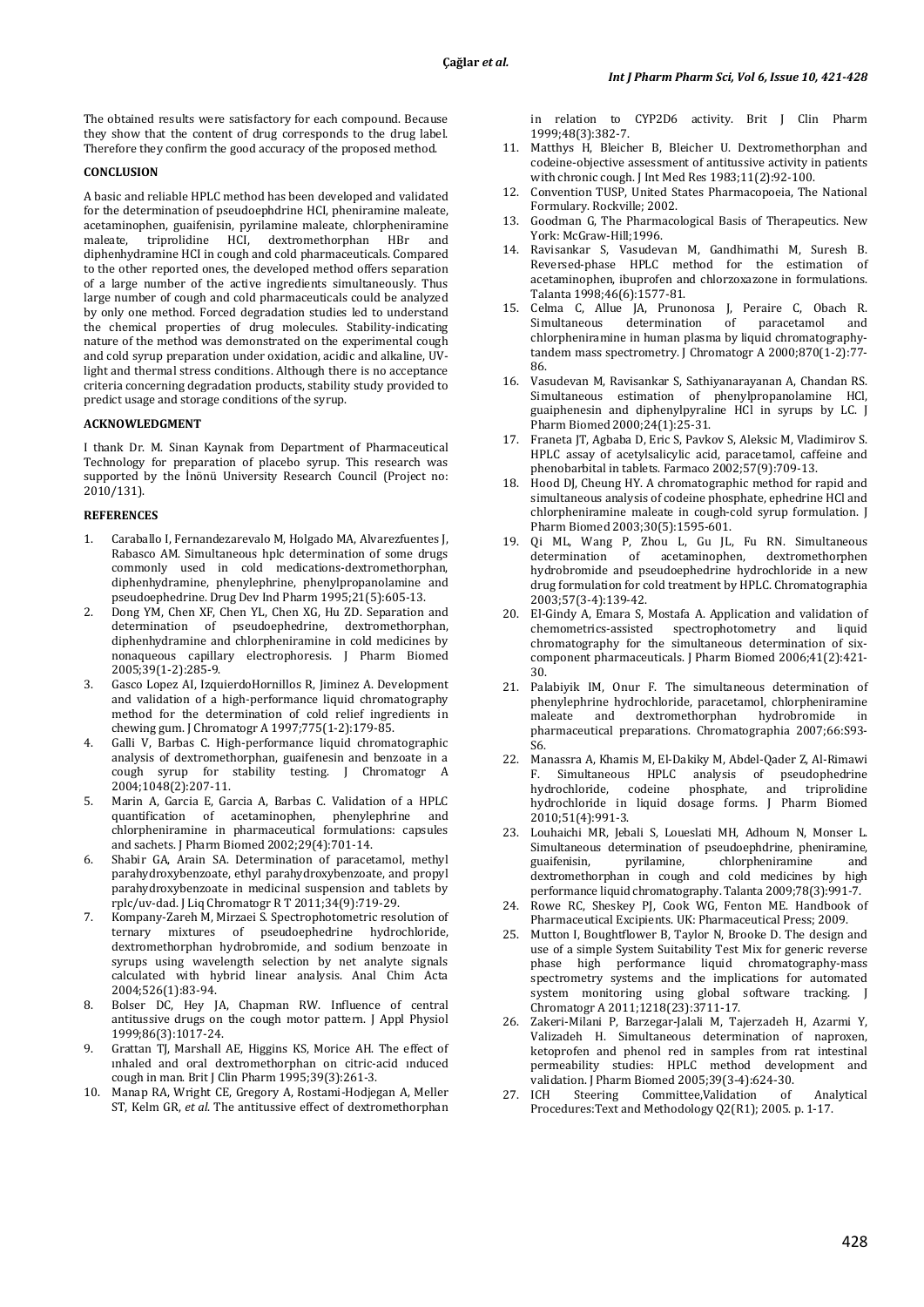The obtained results were satisfactory for each compound. Because they show that the content of drug corresponds to the drug label. Therefore they confirm the good accuracy of the proposed method.

## CONCLUSION

A basic and reliable HPLC method has been developed and validated for the determination of pseudoephdrine HCI, pheniramine maleate, acetaminophen, guaifenisin, pyrilamine maleate, chlorpheniramine maleate, triprolidine HCI, dextromethorphan HBr and diphenhydramine HCI in cough and cold pharmaceuticals. Compared to the other reported ones, the developed method offers separation of a large number of the active ingredients simultaneously. Thus large number of cough and cold pharmaceuticals could be analyzed by only one method. Forced degradation studies led to understand the chemical properties of drug molecules. Stability-indicating nature of the method was demonstrated on the experimental cough and cold syrup preparation under oxidation, acidic and alkaline, UV-light and thermal stress conditions. Although there is no acceptance criteria concerning degradation products, stability study provided to predict usage and storage conditions of the syrup.

## ACKNOWLEDGMENT

I thank Dr. M. Sinan Kaynak from Department of Pharmaceutical Technology for preparation of placebo syrup. This research was supported by the İnönü University Research Council (Project no: 2010/131).

## REFERENCES

1. Caraballo I, Fernandezarevalo M, Holgado MA, Alvarezfuentes J, Rabasco AM. Simultaneous hplc determination of some drugs commonly used in cold medications-dextromethorphan, diphenhydramine, phenylephrine, phenylpropanolamine and pseudoephedrine. Drug Dev Ind Pharm 1995;21(5):605-13.
2. Dong YM, Chen XF, Chen YL, Chen XG, Hu ZD. Separation and determination of pseudoephedrine, dextromethorphan, diphenhydramine and chlorpheniramine in cold medicines by nonaqueous capillary electrophoresis. J Pharm Biomed 2005;39(1-2):285-9.
3. Gasco Lopez AI, IzquierdoHornillos R, Jiminez A. Development and validation of a high-performance liquid chromatography method for the determination of cold relief ingredients in chewing gum. J Chromatogr A 1997;775(1-2):179-85.
4. Galli V, Barbas C. High-performance liquid chromatographic analysis of dextromethorphan, guaifenesin and benzoate in a cough syrup for stability testing. J Chromatogr A 2004;1048(2):207-11.
5. Marin A, Garcia E, Garcia A, Barbas C. Validation of a HPLC quantification of acetaminophen, phenylephrine and chlorpheniramine in pharmaceutical formulations: capsules and sachets. J Pharm Biomed 2002;29(4):701-14.
6. Shabir GA, Arain SA. Determination of paracetamol, methyl parahydroxybenzoate, ethyl parahydroxybenzoate, and propyl parahydroxybenzoate in medicinal suspension and tablets by rplc/uv-dad. J Liq Chromatogr R T 2011;34(9):719-29.
7. Kompany-Zareh M, Mirzaei S. Spectrophotometric resolution of ternary mixtures of pseudoephedrine hydrochloride, dextromethorphan hydrobromide, and sodium benzoate in syrups using wavelength selection by net analyte signals calculated with hybrid linear analysis. Anal Chim Acta 2004;526(1):83-94.
8. Bolser DC, Hey JA, Chapman RW. Influence of central antitussive drugs on the cough motor pattern. J Appl Physiol 1999;86(3):1017-24.
9. Grattan TJ, Marshall AE, Higgins KS, Morice AH. The effect of ınhaled and oral dextromethorphan on citric-acid ınduced cough in man. Brit J Clin Pharm 1995;39(3):261-3.
10. Manap RA, Wright CE, Gregory A, Rostami-Hodjegan A, Meller ST, Kelm GR, *et al*. The antitussive effect of dextromethorphan in relation to CYP2D6 activity. Brit J Clin Pharm 1999;48(3):382-7.
11. Matthys H, Bleicher B, Bleicher U. Dextromethorphan and codeine-objective assessment of antitussive activity in patients with chronic cough. J Int Med Res 1983;11(2):92-100.
12. Convention TUSP, United States Pharmacopoeia, The National Formulary. Rockville; 2002.
13. Goodman G, The Pharmacological Basis of Therapeutics. New York: McGraw-Hill;1996.
14. Ravisankar S, Vasudevan M, Gandhimathi M, Suresh B. Reversed-phase HPLC method for the estimation of acetaminophen, ibuprofen and chlorzoxazone in formulations. Talanta 1998;46(6):1577-81.
15. Celma C, Allue JA, Prunonosa J, Peraire C, Obach R. Simultaneous determination of paracetamol and chlorpheniramine in human plasma by liquid chromatography-tandem mass spectrometry. J Chromatogr A 2000;870(1-2):77-86.
16. Vasudevan M, Ravisankar S, Sathiyanarayanan A, Chandan RS. Simultaneous estimation of phenylpropanolamine HCl, guaiphenesin and diphenylpyraline HCl in syrups by LC. J Pharm Biomed 2000;24(1):25-31.
17. Franeta JT, Agbaba D, Eric S, Pavkov S, Aleksic M, Vladimirov S. HPLC assay of acetylsalicylic acid, paracetamol, caffeine and phenobarbital in tablets. Farmaco 2002;57(9):709-13.
18. Hood DJ, Cheung HY. A chromatographic method for rapid and simultaneous analysis of codeine phosphate, ephedrine HCl and chlorpheniramine maleate in cough-cold syrup formulation. J Pharm Biomed 2003;30(5):1595-601.
19. Qi ML, Wang P, Zhou L, Gu JL, Fu RN. Simultaneous determination of acetaminophen, dextromethorphen hydrobromide and pseudoephedrine hydrochloride in a new drug formulation for cold treatment by HPLC. Chromatographia 2003;57(3-4):139-42.
20. El-Gindy A, Emara S, Mostafa A. Application and validation of chemometrics-assisted spectrophotometry and liquid chromatography for the simultaneous determination of six-component pharmaceuticals. J Pharm Biomed 2006;41(2):421-30.
21. Palabiyik IM, Onur F. The simultaneous determination of phenylephrine hydrochloride, paracetamol, chlorpheniramine maleate and dextromethorphan hydrobromide in pharmaceutical preparations. Chromatographia 2007;66:S93-S6.
22. Manassra A, Khamis M, El-Dakiky M, Abdel-Qader Z, Al-Rimawi F. Simultaneous HPLC analysis of pseudophedrine hydrochloride, codeine phosphate, and triprolidine hydrochloride in liquid dosage forms. J Pharm Biomed 2010;51(4):991-3.
23. Louhaichi MR, Jebali S, Loueslati MH, Adhoum N, Monser L. Simultaneous determination of pseudoephdrine, pheniramine, guaifenisin, pyrilamine, chlorpheniramine and dextromethorphan in cough and cold medicines by high performance liquid chromatography. Talanta 2009;78(3):991-7.
24. Rowe RC, Sheskey PJ, Cook WG, Fenton ME. Handbook of Pharmaceutical Excipients. UK: Pharmaceutical Press; 2009.
25. Mutton I, Boughtflower B, Taylor N, Brooke D. The design and use of a simple System Suitability Test Mix for generic reverse phase high performance liquid chromatography-mass spectrometry systems and the implications for automated system monitoring using global software tracking. J Chromatogr A 2011;1218(23):3711-17.
26. Zakeri-Milani P, Barzegar-Jalali M, Tajerzadeh H, Azarmi Y, Valizadeh H. Simultaneous determination of naproxen, ketoprofen and phenol red in samples from rat intestinal permeability studies: HPLC method development and validation. J Pharm Biomed 2005;39(3-4):624-30.
27. ICH Steering Committee,Validation of Analytical Procedures:Text and Methodology Q2(R1); 2005. p. 1-17.